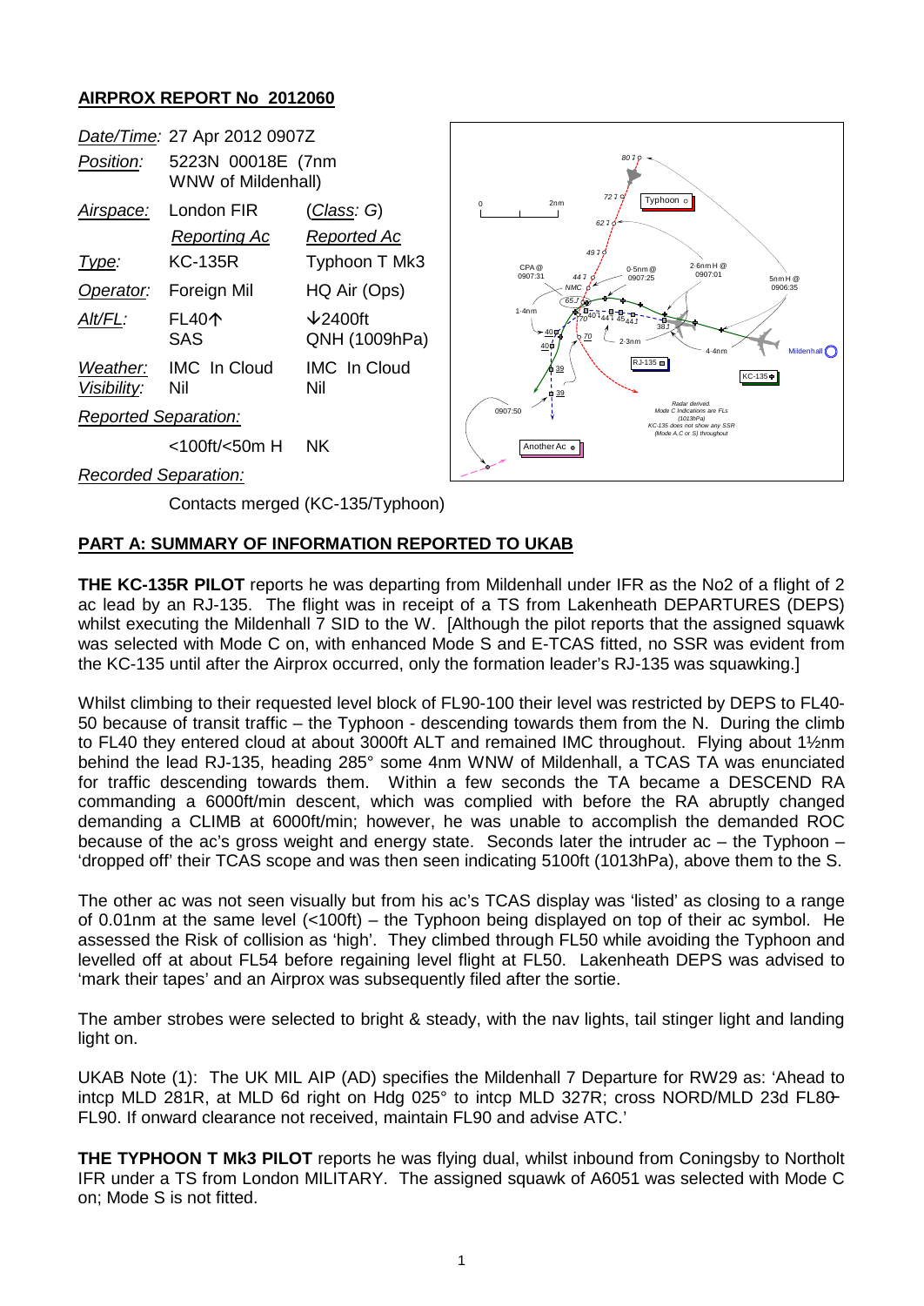# AIRPROX REPORT No 2012060

| | | |
|---|---|---|
| *Date/Time:* | 27 Apr 2012 0907Z | |
| *Position:* | 5223N 00018E (7nm WNW of Mildenhall) | |
| *Airspace:* | London FIR | (*Class*: G) |
| | *Reporting Ac* | *Reported Ac* |
| *Type:* | KC-135R | Typhoon T Mk3 |
| *Operator:* | Foreign Mil | HQ Air (Ops) |
| *Alt/FL:* | FL40↑ SAS | ↓2400ft QNH (1009hPa) |
| *Weather:* | IMC In Cloud | IMC In Cloud |
| *Visibility:* | Nil | Nil |
| *Reported Separation:* | | |
| | <100ft/<50m H | NK |
| *Recorded Separation:* | | |
| | Contacts merged (KC-135/Typhoon) | |

## PART A: SUMMARY OF INFORMATION REPORTED TO UKAB

**THE KC-135R PILOT** reports he was departing from Mildenhall under IFR as the No2 of a flight of 2 ac lead by an RJ-135. The flight was in receipt of a TS from Lakenheath DEPARTURES (DEPS) whilst executing the Mildenhall 7 SID to the W. [Although the pilot reports that the assigned squawk was selected with Mode C on, with enhanced Mode S and E-TCAS fitted, no SSR was evident from the KC-135 until after the Airprox occurred, only the formation leader's RJ-135 was squawking.]

Whilst climbing to their requested level block of FL90-100 their level was restricted by DEPS to FL40-50 because of transit traffic – the Typhoon - descending towards them from the N. During the climb to FL40 they entered cloud at about 3000ft ALT and remained IMC throughout. Flying about 1½nm behind the lead RJ-135, heading 285° some 4nm WNW of Mildenhall, a TCAS TA was enunciated for traffic descending towards them. Within a few seconds the TA became a DESCEND RA commanding a 6000ft/min descent, which was complied with before the RA abruptly changed demanding a CLIMB at 6000ft/min; however, he was unable to accomplish the demanded ROC because of the ac's gross weight and energy state. Seconds later the intruder ac – the Typhoon – 'dropped off' their TCAS scope and was then seen indicating 5100ft (1013hPa), above them to the S.

The other ac was not seen visually but from his ac's TCAS display was 'listed' as closing to a range of 0.01nm at the same level (<100ft) – the Typhoon being displayed on top of their ac symbol. He assessed the Risk of collision as 'high'. They climbed through FL50 while avoiding the Typhoon and levelled off at about FL54 before regaining level flight at FL50. Lakenheath DEPS was advised to 'mark their tapes' and an Airprox was subsequently filed after the sortie.

The amber strobes were selected to bright & steady, with the nav lights, tail stinger light and landing light on.

UKAB Note (1): The UK MIL AIP (AD) specifies the Mildenhall 7 Departure for RW29 as: 'Ahead to intcp MLD 281R, at MLD 6d right on Hdg 025° to intcp MLD 327R; cross NORD/MLD 23d FL80-FL90. If onward clearance not received, maintain FL90 and advise ATC.'

**THE TYPHOON T Mk3 PILOT** reports he was flying dual, whilst inbound from Coningsby to Northolt IFR under a TS from London MILITARY. The assigned squawk of A6051 was selected with Mode C on; Mode S is not fitted.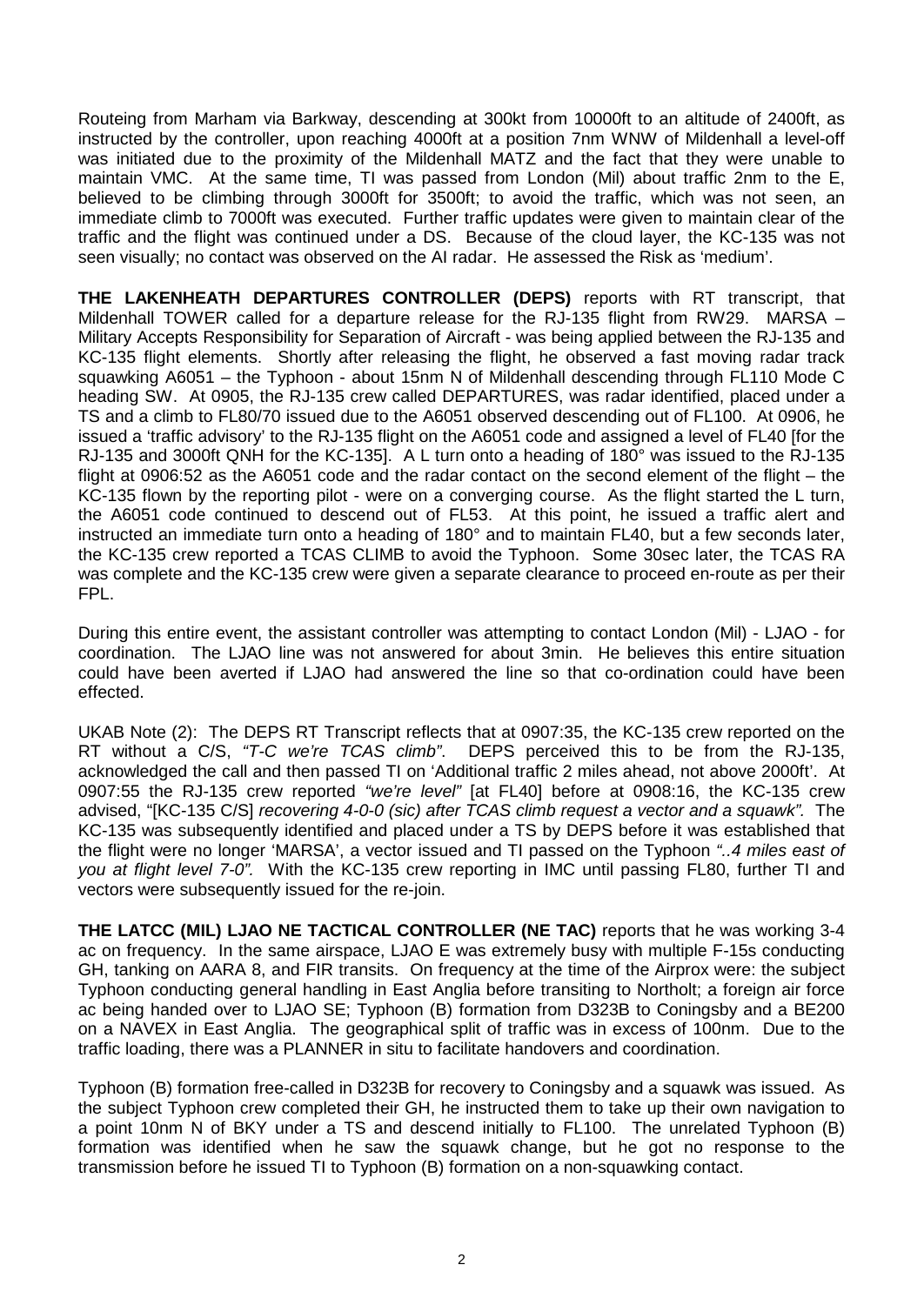Routeing from Marham via Barkway, descending at 300kt from 10000ft to an altitude of 2400ft, as instructed by the controller, upon reaching 4000ft at a position 7nm WNW of Mildenhall a level-off was initiated due to the proximity of the Mildenhall MATZ and the fact that they were unable to maintain VMC. At the same time, TI was passed from London (Mil) about traffic 2nm to the E, believed to be climbing through 3000ft for 3500ft; to avoid the traffic, which was not seen, an immediate climb to 7000ft was executed. Further traffic updates were given to maintain clear of the traffic and the flight was continued under a DS. Because of the cloud layer, the KC-135 was not seen visually; no contact was observed on the AI radar. He assessed the Risk as 'medium'.

**THE LAKENHEATH DEPARTURES CONTROLLER (DEPS)** reports with RT transcript, that Mildenhall TOWER called for a departure release for the RJ-135 flight from RW29. MARSA – Military Accepts Responsibility for Separation of Aircraft - was being applied between the RJ-135 and KC-135 flight elements. Shortly after releasing the flight, he observed a fast moving radar track squawking A6051 – the Typhoon - about 15nm N of Mildenhall descending through FL110 Mode C heading SW. At 0905, the RJ-135 crew called DEPARTURES, was radar identified, placed under a TS and a climb to FL80/70 issued due to the A6051 observed descending out of FL100. At 0906, he issued a 'traffic advisory' to the RJ-135 flight on the A6051 code and assigned a level of FL40 [for the RJ-135 and 3000ft QNH for the KC-135]. A L turn onto a heading of 180° was issued to the RJ-135 flight at 0906:52 as the A6051 code and the radar contact on the second element of the flight – the KC-135 flown by the reporting pilot - were on a converging course. As the flight started the L turn, the A6051 code continued to descend out of FL53. At this point, he issued a traffic alert and instructed an immediate turn onto a heading of 180° and to maintain FL40, but a few seconds later, the KC-135 crew reported a TCAS CLIMB to avoid the Typhoon. Some 30sec later, the TCAS RA was complete and the KC-135 crew were given a separate clearance to proceed en-route as per their FPL.

During this entire event, the assistant controller was attempting to contact London (Mil) - LJAO - for coordination. The LJAO line was not answered for about 3min. He believes this entire situation could have been averted if LJAO had answered the line so that co-ordination could have been effected.

UKAB Note (2): The DEPS RT Transcript reflects that at 0907:35, the KC-135 crew reported on the RT without a C/S, *"T-C we're TCAS climb"*. DEPS perceived this to be from the RJ-135, acknowledged the call and then passed TI on 'Additional traffic 2 miles ahead, not above 2000ft'. At 0907:55 the RJ-135 crew reported *"we're level"* [at FL40] before at 0908:16, the KC-135 crew advised, "[KC-135 C/S] *recovering 4-0-0 (sic) after TCAS climb request a vector and a squawk".* The KC-135 was subsequently identified and placed under a TS by DEPS before it was established that the flight were no longer 'MARSA', a vector issued and TI passed on the Typhoon *"..4 miles east of you at flight level 7-0".* With the KC-135 crew reporting in IMC until passing FL80, further TI and vectors were subsequently issued for the re-join.

**THE LATCC (MIL) LJAO NE TACTICAL CONTROLLER (NE TAC)** reports that he was working 3-4 ac on frequency. In the same airspace, LJAO E was extremely busy with multiple F-15s conducting GH, tanking on AARA 8, and FIR transits. On frequency at the time of the Airprox were: the subject Typhoon conducting general handling in East Anglia before transiting to Northolt; a foreign air force ac being handed over to LJAO SE; Typhoon (B) formation from D323B to Coningsby and a BE200 on a NAVEX in East Anglia. The geographical split of traffic was in excess of 100nm. Due to the traffic loading, there was a PLANNER in situ to facilitate handovers and coordination.

Typhoon (B) formation free-called in D323B for recovery to Coningsby and a squawk was issued. As the subject Typhoon crew completed their GH, he instructed them to take up their own navigation to a point 10nm N of BKY under a TS and descend initially to FL100. The unrelated Typhoon (B) formation was identified when he saw the squawk change, but he got no response to the transmission before he issued TI to Typhoon (B) formation on a non-squawking contact.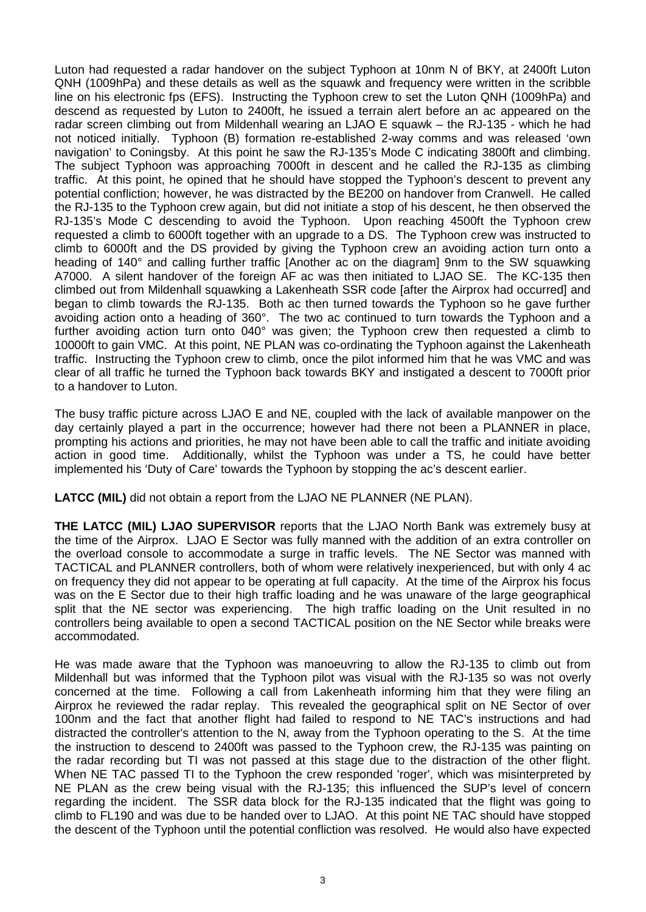Luton had requested a radar handover on the subject Typhoon at 10nm N of BKY, at 2400ft Luton QNH (1009hPa) and these details as well as the squawk and frequency were written in the scribble line on his electronic fps (EFS). Instructing the Typhoon crew to set the Luton QNH (1009hPa) and descend as requested by Luton to 2400ft, he issued a terrain alert before an ac appeared on the radar screen climbing out from Mildenhall wearing an LJAO E squawk – the RJ-135 - which he had not noticed initially. Typhoon (B) formation re-established 2-way comms and was released 'own navigation' to Coningsby. At this point he saw the RJ-135's Mode C indicating 3800ft and climbing. The subject Typhoon was approaching 7000ft in descent and he called the RJ-135 as climbing traffic. At this point, he opined that he should have stopped the Typhoon's descent to prevent any potential confliction; however, he was distracted by the BE200 on handover from Cranwell. He called the RJ-135 to the Typhoon crew again, but did not initiate a stop of his descent, he then observed the RJ-135's Mode C descending to avoid the Typhoon. Upon reaching 4500ft the Typhoon crew requested a climb to 6000ft together with an upgrade to a DS. The Typhoon crew was instructed to climb to 6000ft and the DS provided by giving the Typhoon crew an avoiding action turn onto a heading of 140° and calling further traffic [Another ac on the diagram] 9nm to the SW squawking A7000. A silent handover of the foreign AF ac was then initiated to LJAO SE. The KC-135 then climbed out from Mildenhall squawking a Lakenheath SSR code [after the Airprox had occurred] and began to climb towards the RJ-135. Both ac then turned towards the Typhoon so he gave further avoiding action onto a heading of 360°. The two ac continued to turn towards the Typhoon and a further avoiding action turn onto 040° was given; the Typhoon crew then requested a climb to 10000ft to gain VMC. At this point, NE PLAN was co-ordinating the Typhoon against the Lakenheath traffic. Instructing the Typhoon crew to climb, once the pilot informed him that he was VMC and was clear of all traffic he turned the Typhoon back towards BKY and instigated a descent to 7000ft prior to a handover to Luton.

The busy traffic picture across LJAO E and NE, coupled with the lack of available manpower on the day certainly played a part in the occurrence; however had there not been a PLANNER in place, prompting his actions and priorities, he may not have been able to call the traffic and initiate avoiding action in good time. Additionally, whilst the Typhoon was under a TS, he could have better implemented his 'Duty of Care' towards the Typhoon by stopping the ac's descent earlier.

**LATCC (MIL)** did not obtain a report from the LJAO NE PLANNER (NE PLAN).

**THE LATCC (MIL) LJAO SUPERVISOR** reports that the LJAO North Bank was extremely busy at the time of the Airprox. LJAO E Sector was fully manned with the addition of an extra controller on the overload console to accommodate a surge in traffic levels. The NE Sector was manned with TACTICAL and PLANNER controllers, both of whom were relatively inexperienced, but with only 4 ac on frequency they did not appear to be operating at full capacity. At the time of the Airprox his focus was on the E Sector due to their high traffic loading and he was unaware of the large geographical split that the NE sector was experiencing. The high traffic loading on the Unit resulted in no controllers being available to open a second TACTICAL position on the NE Sector while breaks were accommodated.

He was made aware that the Typhoon was manoeuvring to allow the RJ-135 to climb out from Mildenhall but was informed that the Typhoon pilot was visual with the RJ-135 so was not overly concerned at the time. Following a call from Lakenheath informing him that they were filing an Airprox he reviewed the radar replay. This revealed the geographical split on NE Sector of over 100nm and the fact that another flight had failed to respond to NE TAC's instructions and had distracted the controller's attention to the N, away from the Typhoon operating to the S. At the time the instruction to descend to 2400ft was passed to the Typhoon crew, the RJ-135 was painting on the radar recording but TI was not passed at this stage due to the distraction of the other flight. When NE TAC passed TI to the Typhoon the crew responded 'roger', which was misinterpreted by NE PLAN as the crew being visual with the RJ-135; this influenced the SUP's level of concern regarding the incident. The SSR data block for the RJ-135 indicated that the flight was going to climb to FL190 and was due to be handed over to LJAO. At this point NE TAC should have stopped the descent of the Typhoon until the potential confliction was resolved. He would also have expected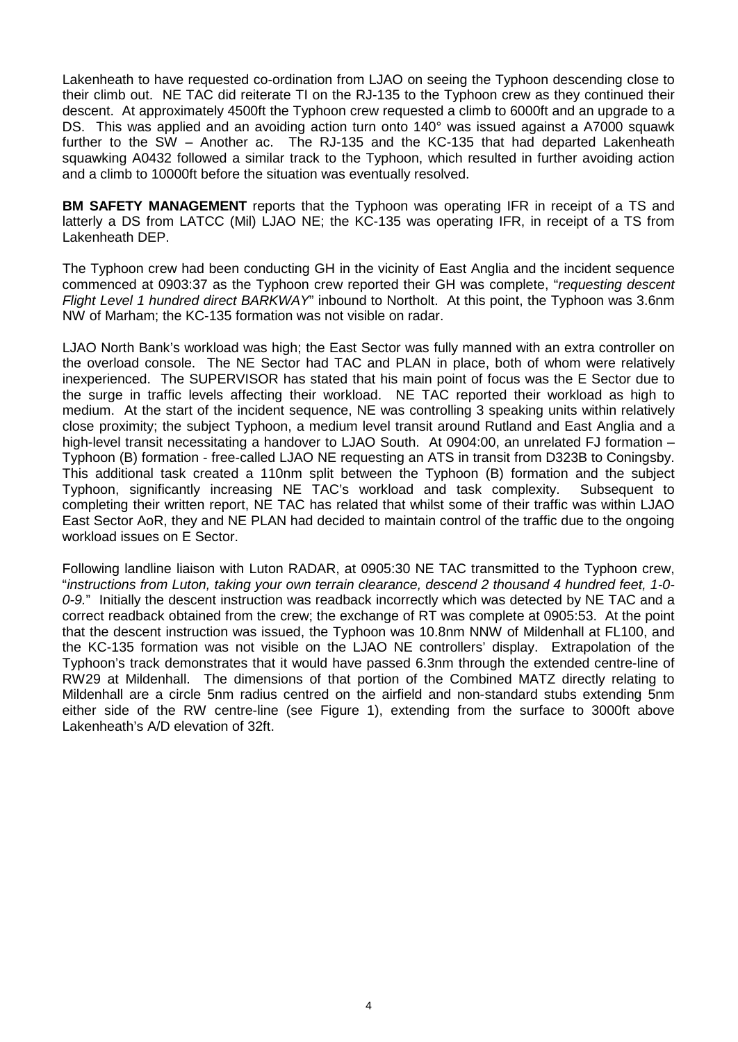Lakenheath to have requested co-ordination from LJAO on seeing the Typhoon descending close to their climb out. NE TAC did reiterate TI on the RJ-135 to the Typhoon crew as they continued their descent. At approximately 4500ft the Typhoon crew requested a climb to 6000ft and an upgrade to a DS. This was applied and an avoiding action turn onto 140° was issued against a A7000 squawk further to the SW – Another ac. The RJ-135 and the KC-135 that had departed Lakenheath squawking A0432 followed a similar track to the Typhoon, which resulted in further avoiding action and a climb to 10000ft before the situation was eventually resolved.

**BM SAFETY MANAGEMENT** reports that the Typhoon was operating IFR in receipt of a TS and latterly a DS from LATCC (Mil) LJAO NE; the KC-135 was operating IFR, in receipt of a TS from Lakenheath DEP.

The Typhoon crew had been conducting GH in the vicinity of East Anglia and the incident sequence commenced at 0903:37 as the Typhoon crew reported their GH was complete, "*requesting descent Flight Level 1 hundred direct BARKWAY*" inbound to Northolt. At this point, the Typhoon was 3.6nm NW of Marham; the KC-135 formation was not visible on radar.

LJAO North Bank's workload was high; the East Sector was fully manned with an extra controller on the overload console. The NE Sector had TAC and PLAN in place, both of whom were relatively inexperienced. The SUPERVISOR has stated that his main point of focus was the E Sector due to the surge in traffic levels affecting their workload. NE TAC reported their workload as high to medium. At the start of the incident sequence, NE was controlling 3 speaking units within relatively close proximity; the subject Typhoon, a medium level transit around Rutland and East Anglia and a high-level transit necessitating a handover to LJAO South. At 0904:00, an unrelated FJ formation – Typhoon (B) formation - free-called LJAO NE requesting an ATS in transit from D323B to Coningsby. This additional task created a 110nm split between the Typhoon (B) formation and the subject Typhoon, significantly increasing NE TAC's workload and task complexity. Subsequent to completing their written report, NE TAC has related that whilst some of their traffic was within LJAO East Sector AoR, they and NE PLAN had decided to maintain control of the traffic due to the ongoing workload issues on E Sector.

Following landline liaison with Luton RADAR, at 0905:30 NE TAC transmitted to the Typhoon crew, "*instructions from Luton, taking your own terrain clearance, descend 2 thousand 4 hundred feet, 1-0-0-9.*" Initially the descent instruction was readback incorrectly which was detected by NE TAC and a correct readback obtained from the crew; the exchange of RT was complete at 0905:53. At the point that the descent instruction was issued, the Typhoon was 10.8nm NNW of Mildenhall at FL100, and the KC-135 formation was not visible on the LJAO NE controllers' display. Extrapolation of the Typhoon's track demonstrates that it would have passed 6.3nm through the extended centre-line of RW29 at Mildenhall. The dimensions of that portion of the Combined MATZ directly relating to Mildenhall are a circle 5nm radius centred on the airfield and non-standard stubs extending 5nm either side of the RW centre-line (see Figure 1), extending from the surface to 3000ft above Lakenheath's A/D elevation of 32ft.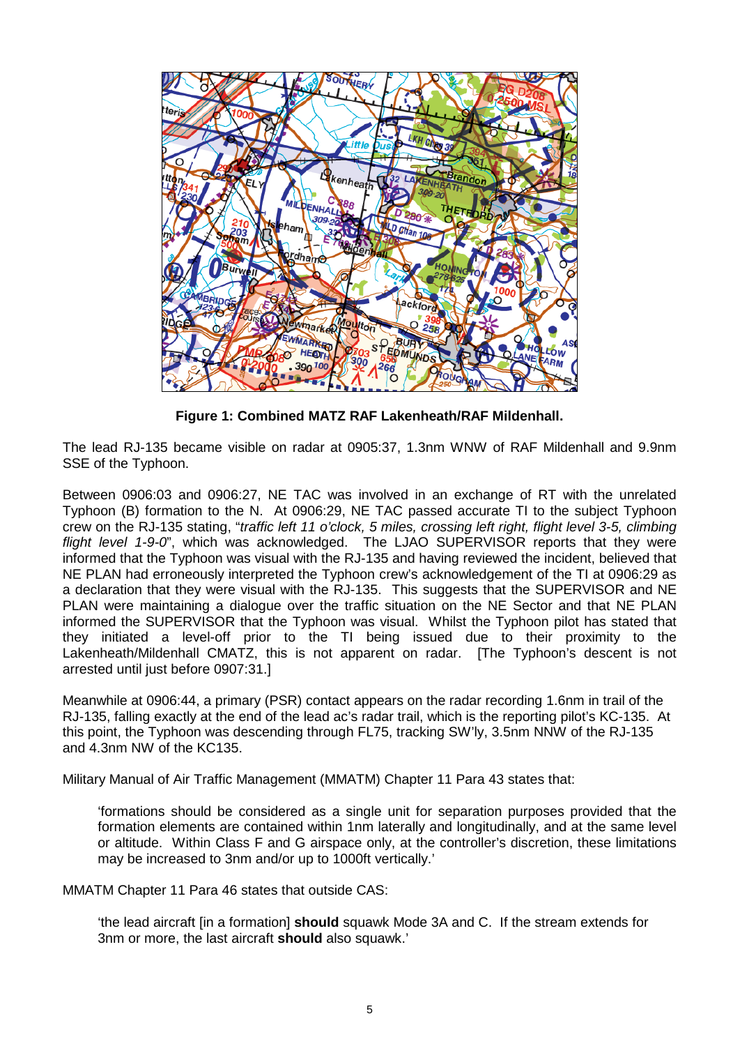**Figure 1: Combined MATZ RAF Lakenheath/RAF Mildenhall.**

The lead RJ-135 became visible on radar at 0905:37, 1.3nm WNW of RAF Mildenhall and 9.9nm SSE of the Typhoon.

Between 0906:03 and 0906:27, NE TAC was involved in an exchange of RT with the unrelated Typhoon (B) formation to the N. At 0906:29, NE TAC passed accurate TI to the subject Typhoon crew on the RJ-135 stating, "*traffic left 11 o'clock, 5 miles, crossing left right, flight level 3-5, climbing flight level 1-9-0*", which was acknowledged. The LJAO SUPERVISOR reports that they were informed that the Typhoon was visual with the RJ-135 and having reviewed the incident, believed that NE PLAN had erroneously interpreted the Typhoon crew's acknowledgement of the TI at 0906:29 as a declaration that they were visual with the RJ-135. This suggests that the SUPERVISOR and NE PLAN were maintaining a dialogue over the traffic situation on the NE Sector and that NE PLAN informed the SUPERVISOR that the Typhoon was visual. Whilst the Typhoon pilot has stated that they initiated a level-off prior to the TI being issued due to their proximity to the Lakenheath/Mildenhall CMATZ, this is not apparent on radar. [The Typhoon's descent is not arrested until just before 0907:31.]

Meanwhile at 0906:44, a primary (PSR) contact appears on the radar recording 1.6nm in trail of the RJ-135, falling exactly at the end of the lead ac's radar trail, which is the reporting pilot's KC-135. At this point, the Typhoon was descending through FL75, tracking SW'ly, 3.5nm NNW of the RJ-135 and 4.3nm NW of the KC135.

Military Manual of Air Traffic Management (MMATM) Chapter 11 Para 43 states that:

> 'formations should be considered as a single unit for separation purposes provided that the formation elements are contained within 1nm laterally and longitudinally, and at the same level or altitude. Within Class F and G airspace only, at the controller's discretion, these limitations may be increased to 3nm and/or up to 1000ft vertically.'

MMATM Chapter 11 Para 46 states that outside CAS:

> 'the lead aircraft [in a formation] **should** squawk Mode 3A and C. If the stream extends for 3nm or more, the last aircraft **should** also squawk.'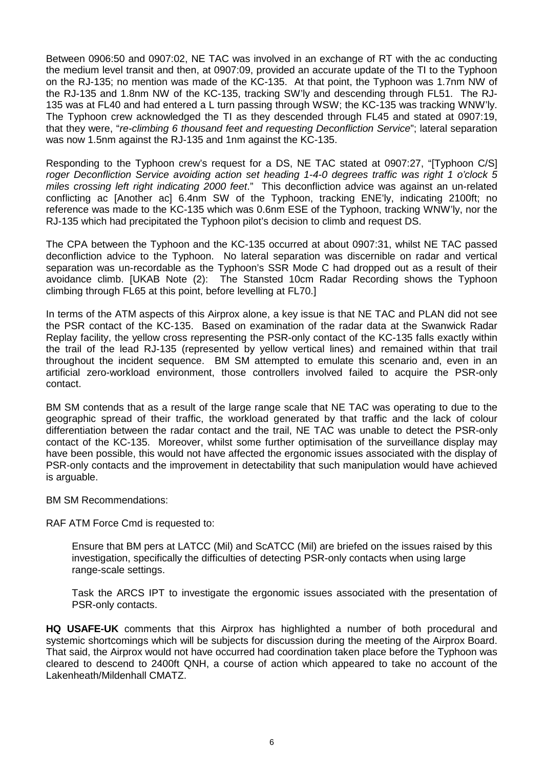Between 0906:50 and 0907:02, NE TAC was involved in an exchange of RT with the ac conducting the medium level transit and then, at 0907:09, provided an accurate update of the TI to the Typhoon on the RJ-135; no mention was made of the KC-135. At that point, the Typhoon was 1.7nm NW of the RJ-135 and 1.8nm NW of the KC-135, tracking SW'ly and descending through FL51. The RJ-135 was at FL40 and had entered a L turn passing through WSW; the KC-135 was tracking WNW'ly. The Typhoon crew acknowledged the TI as they descended through FL45 and stated at 0907:19, that they were, "*re-climbing 6 thousand feet and requesting Deconfliction Service*"; lateral separation was now 1.5nm against the RJ-135 and 1nm against the KC-135.

Responding to the Typhoon crew's request for a DS, NE TAC stated at 0907:27, "[Typhoon C/S] *roger Deconfliction Service avoiding action set heading 1-4-0 degrees traffic was right 1 o'clock 5 miles crossing left right indicating 2000 feet*." This deconfliction advice was against an un-related conflicting ac [Another ac] 6.4nm SW of the Typhoon, tracking ENE'ly, indicating 2100ft; no reference was made to the KC-135 which was 0.6nm ESE of the Typhoon, tracking WNW'ly, nor the RJ-135 which had precipitated the Typhoon pilot's decision to climb and request DS.

The CPA between the Typhoon and the KC-135 occurred at about 0907:31, whilst NE TAC passed deconfliction advice to the Typhoon. No lateral separation was discernible on radar and vertical separation was un-recordable as the Typhoon's SSR Mode C had dropped out as a result of their avoidance climb. [UKAB Note (2): The Stansted 10cm Radar Recording shows the Typhoon climbing through FL65 at this point, before levelling at FL70.]

In terms of the ATM aspects of this Airprox alone, a key issue is that NE TAC and PLAN did not see the PSR contact of the KC-135. Based on examination of the radar data at the Swanwick Radar Replay facility, the yellow cross representing the PSR-only contact of the KC-135 falls exactly within the trail of the lead RJ-135 (represented by yellow vertical lines) and remained within that trail throughout the incident sequence. BM SM attempted to emulate this scenario and, even in an artificial zero-workload environment, those controllers involved failed to acquire the PSR-only contact.

BM SM contends that as a result of the large range scale that NE TAC was operating to due to the geographic spread of their traffic, the workload generated by that traffic and the lack of colour differentiation between the radar contact and the trail, NE TAC was unable to detect the PSR-only contact of the KC-135. Moreover, whilst some further optimisation of the surveillance display may have been possible, this would not have affected the ergonomic issues associated with the display of PSR-only contacts and the improvement in detectability that such manipulation would have achieved is arguable.

BM SM Recommendations:

RAF ATM Force Cmd is requested to:

Ensure that BM pers at LATCC (Mil) and ScATCC (Mil) are briefed on the issues raised by this investigation, specifically the difficulties of detecting PSR-only contacts when using large range-scale settings.

Task the ARCS IPT to investigate the ergonomic issues associated with the presentation of PSR-only contacts.

**HQ USAFE-UK** comments that this Airprox has highlighted a number of both procedural and systemic shortcomings which will be subjects for discussion during the meeting of the Airprox Board. That said, the Airprox would not have occurred had coordination taken place before the Typhoon was cleared to descend to 2400ft QNH, a course of action which appeared to take no account of the Lakenheath/Mildenhall CMATZ.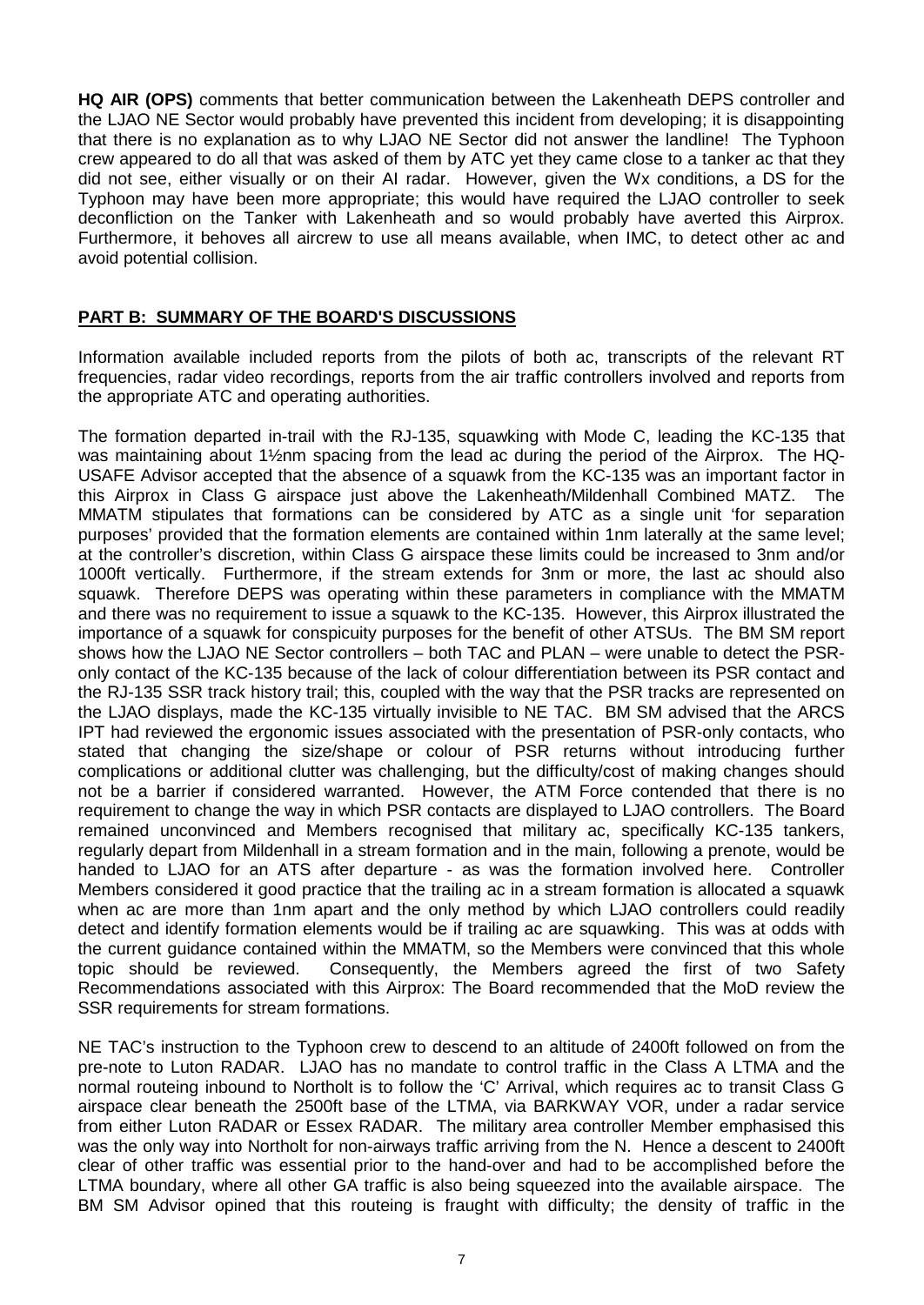**HQ AIR (OPS)** comments that better communication between the Lakenheath DEPS controller and the LJAO NE Sector would probably have prevented this incident from developing; it is disappointing that there is no explanation as to why LJAO NE Sector did not answer the landline! The Typhoon crew appeared to do all that was asked of them by ATC yet they came close to a tanker ac that they did not see, either visually or on their AI radar. However, given the Wx conditions, a DS for the Typhoon may have been more appropriate; this would have required the LJAO controller to seek deconfliction on the Tanker with Lakenheath and so would probably have averted this Airprox. Furthermore, it behoves all aircrew to use all means available, when IMC, to detect other ac and avoid potential collision.

## PART B: SUMMARY OF THE BOARD'S DISCUSSIONS

Information available included reports from the pilots of both ac, transcripts of the relevant RT frequencies, radar video recordings, reports from the air traffic controllers involved and reports from the appropriate ATC and operating authorities.

The formation departed in-trail with the RJ-135, squawking with Mode C, leading the KC-135 that was maintaining about 1½nm spacing from the lead ac during the period of the Airprox. The HQ-USAFE Advisor accepted that the absence of a squawk from the KC-135 was an important factor in this Airprox in Class G airspace just above the Lakenheath/Mildenhall Combined MATZ. The MMATM stipulates that formations can be considered by ATC as a single unit 'for separation purposes' provided that the formation elements are contained within 1nm laterally at the same level; at the controller's discretion, within Class G airspace these limits could be increased to 3nm and/or 1000ft vertically. Furthermore, if the stream extends for 3nm or more, the last ac should also squawk. Therefore DEPS was operating within these parameters in compliance with the MMATM and there was no requirement to issue a squawk to the KC-135. However, this Airprox illustrated the importance of a squawk for conspicuity purposes for the benefit of other ATSUs. The BM SM report shows how the LJAO NE Sector controllers – both TAC and PLAN – were unable to detect the PSR-only contact of the KC-135 because of the lack of colour differentiation between its PSR contact and the RJ-135 SSR track history trail; this, coupled with the way that the PSR tracks are represented on the LJAO displays, made the KC-135 virtually invisible to NE TAC. BM SM advised that the ARCS IPT had reviewed the ergonomic issues associated with the presentation of PSR-only contacts, who stated that changing the size/shape or colour of PSR returns without introducing further complications or additional clutter was challenging, but the difficulty/cost of making changes should not be a barrier if considered warranted. However, the ATM Force contended that there is no requirement to change the way in which PSR contacts are displayed to LJAO controllers. The Board remained unconvinced and Members recognised that military ac, specifically KC-135 tankers, regularly depart from Mildenhall in a stream formation and in the main, following a prenote, would be handed to LJAO for an ATS after departure - as was the formation involved here. Controller Members considered it good practice that the trailing ac in a stream formation is allocated a squawk when ac are more than 1nm apart and the only method by which LJAO controllers could readily detect and identify formation elements would be if trailing ac are squawking. This was at odds with the current guidance contained within the MMATM, so the Members were convinced that this whole topic should be reviewed. Consequently, the Members agreed the first of two Safety Recommendations associated with this Airprox: The Board recommended that the MoD review the SSR requirements for stream formations.

NE TAC's instruction to the Typhoon crew to descend to an altitude of 2400ft followed on from the pre-note to Luton RADAR. LJAO has no mandate to control traffic in the Class A LTMA and the normal routeing inbound to Northolt is to follow the 'C' Arrival, which requires ac to transit Class G airspace clear beneath the 2500ft base of the LTMA, via BARKWAY VOR, under a radar service from either Luton RADAR or Essex RADAR. The military area controller Member emphasised this was the only way into Northolt for non-airways traffic arriving from the N. Hence a descent to 2400ft clear of other traffic was essential prior to the hand-over and had to be accomplished before the LTMA boundary, where all other GA traffic is also being squeezed into the available airspace. The BM SM Advisor opined that this routeing is fraught with difficulty; the density of traffic in the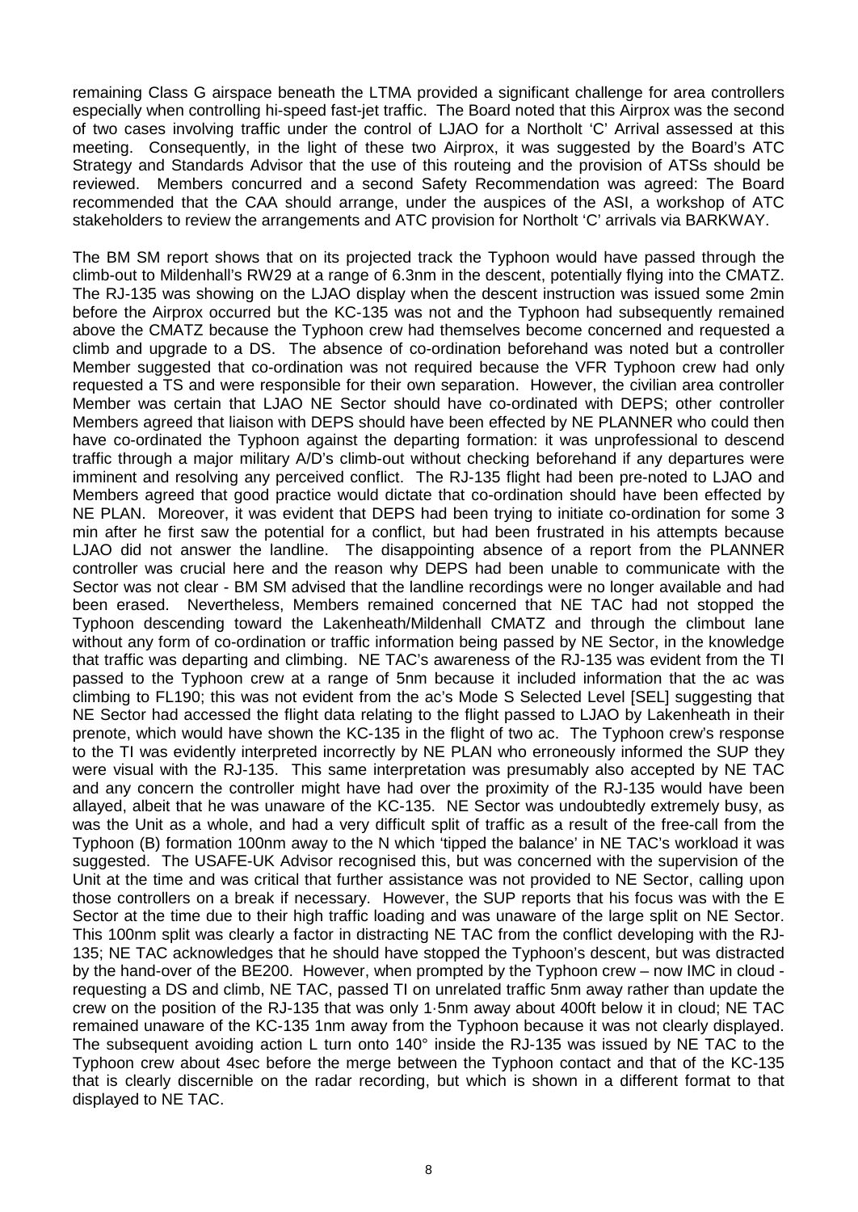remaining Class G airspace beneath the LTMA provided a significant challenge for area controllers especially when controlling hi-speed fast-jet traffic. The Board noted that this Airprox was the second of two cases involving traffic under the control of LJAO for a Northolt 'C' Arrival assessed at this meeting. Consequently, in the light of these two Airprox, it was suggested by the Board's ATC Strategy and Standards Advisor that the use of this routeing and the provision of ATSs should be reviewed. Members concurred and a second Safety Recommendation was agreed: The Board recommended that the CAA should arrange, under the auspices of the ASI, a workshop of ATC stakeholders to review the arrangements and ATC provision for Northolt 'C' arrivals via BARKWAY.

The BM SM report shows that on its projected track the Typhoon would have passed through the climb-out to Mildenhall's RW29 at a range of 6.3nm in the descent, potentially flying into the CMATZ. The RJ-135 was showing on the LJAO display when the descent instruction was issued some 2min before the Airprox occurred but the KC-135 was not and the Typhoon had subsequently remained above the CMATZ because the Typhoon crew had themselves become concerned and requested a climb and upgrade to a DS. The absence of co-ordination beforehand was noted but a controller Member suggested that co-ordination was not required because the VFR Typhoon crew had only requested a TS and were responsible for their own separation. However, the civilian area controller Member was certain that LJAO NE Sector should have co-ordinated with DEPS; other controller Members agreed that liaison with DEPS should have been effected by NE PLANNER who could then have co-ordinated the Typhoon against the departing formation: it was unprofessional to descend traffic through a major military A/D's climb-out without checking beforehand if any departures were imminent and resolving any perceived conflict. The RJ-135 flight had been pre-noted to LJAO and Members agreed that good practice would dictate that co-ordination should have been effected by NE PLAN. Moreover, it was evident that DEPS had been trying to initiate co-ordination for some 3 min after he first saw the potential for a conflict, but had been frustrated in his attempts because LJAO did not answer the landline. The disappointing absence of a report from the PLANNER controller was crucial here and the reason why DEPS had been unable to communicate with the Sector was not clear - BM SM advised that the landline recordings were no longer available and had been erased. Nevertheless, Members remained concerned that NE TAC had not stopped the Typhoon descending toward the Lakenheath/Mildenhall CMATZ and through the climbout lane without any form of co-ordination or traffic information being passed by NE Sector, in the knowledge that traffic was departing and climbing. NE TAC's awareness of the RJ-135 was evident from the TI passed to the Typhoon crew at a range of 5nm because it included information that the ac was climbing to FL190; this was not evident from the ac's Mode S Selected Level [SEL] suggesting that NE Sector had accessed the flight data relating to the flight passed to LJAO by Lakenheath in their prenote, which would have shown the KC-135 in the flight of two ac. The Typhoon crew's response to the TI was evidently interpreted incorrectly by NE PLAN who erroneously informed the SUP they were visual with the RJ-135. This same interpretation was presumably also accepted by NE TAC and any concern the controller might have had over the proximity of the RJ-135 would have been allayed, albeit that he was unaware of the KC-135. NE Sector was undoubtedly extremely busy, as was the Unit as a whole, and had a very difficult split of traffic as a result of the free-call from the Typhoon (B) formation 100nm away to the N which 'tipped the balance' in NE TAC's workload it was suggested. The USAFE-UK Advisor recognised this, but was concerned with the supervision of the Unit at the time and was critical that further assistance was not provided to NE Sector, calling upon those controllers on a break if necessary. However, the SUP reports that his focus was with the E Sector at the time due to their high traffic loading and was unaware of the large split on NE Sector. This 100nm split was clearly a factor in distracting NE TAC from the conflict developing with the RJ-135; NE TAC acknowledges that he should have stopped the Typhoon's descent, but was distracted by the hand-over of the BE200. However, when prompted by the Typhoon crew – now IMC in cloud - requesting a DS and climb, NE TAC, passed TI on unrelated traffic 5nm away rather than update the crew on the position of the RJ-135 that was only 1·5nm away about 400ft below it in cloud; NE TAC remained unaware of the KC-135 1nm away from the Typhoon because it was not clearly displayed. The subsequent avoiding action L turn onto 140° inside the RJ-135 was issued by NE TAC to the Typhoon crew about 4sec before the merge between the Typhoon contact and that of the KC-135 that is clearly discernible on the radar recording, but which is shown in a different format to that displayed to NE TAC.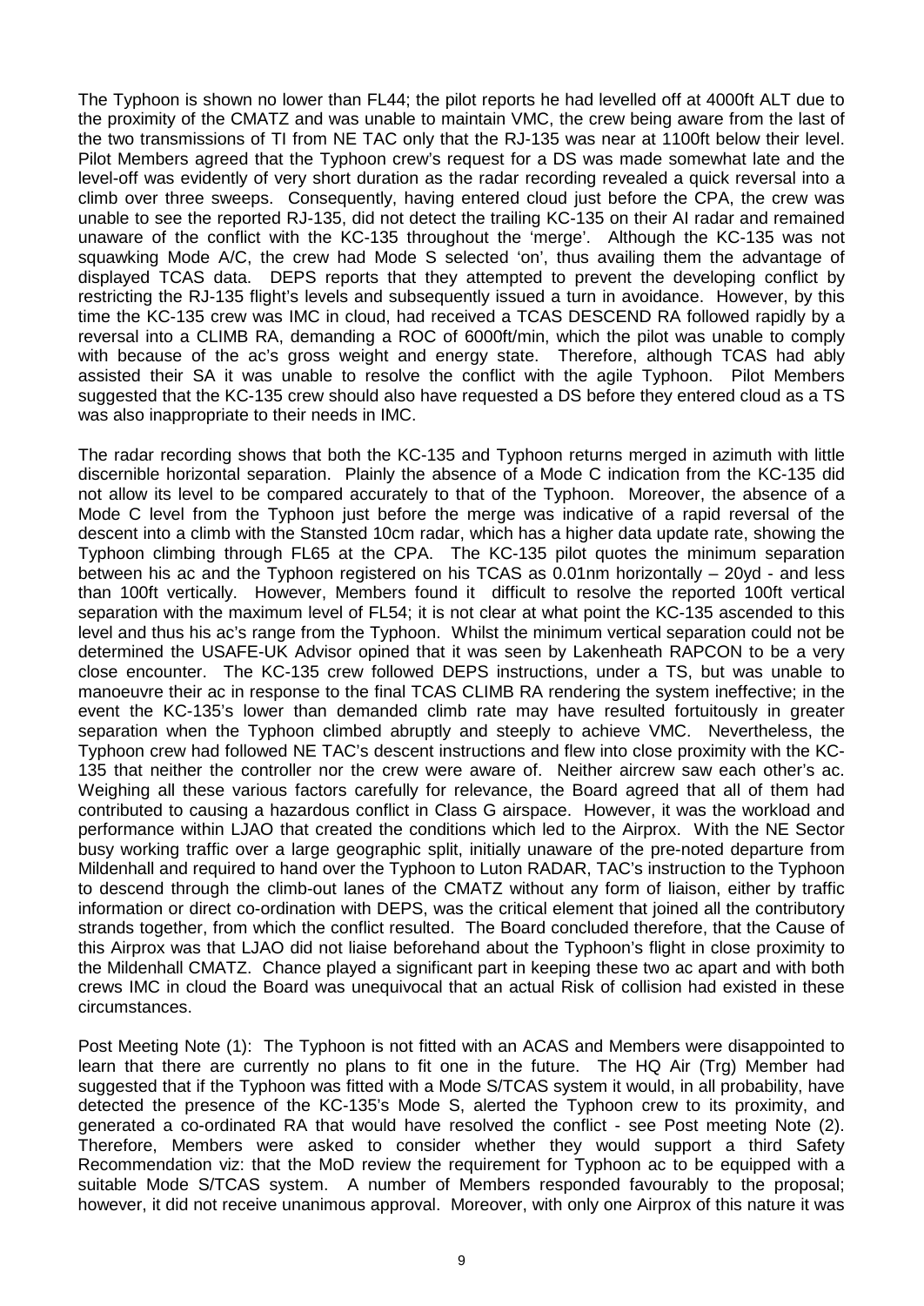The Typhoon is shown no lower than FL44; the pilot reports he had levelled off at 4000ft ALT due to the proximity of the CMATZ and was unable to maintain VMC, the crew being aware from the last of the two transmissions of TI from NE TAC only that the RJ-135 was near at 1100ft below their level. Pilot Members agreed that the Typhoon crew's request for a DS was made somewhat late and the level-off was evidently of very short duration as the radar recording revealed a quick reversal into a climb over three sweeps. Consequently, having entered cloud just before the CPA, the crew was unable to see the reported RJ-135, did not detect the trailing KC-135 on their AI radar and remained unaware of the conflict with the KC-135 throughout the 'merge'. Although the KC-135 was not squawking Mode A/C, the crew had Mode S selected 'on', thus availing them the advantage of displayed TCAS data. DEPS reports that they attempted to prevent the developing conflict by restricting the RJ-135 flight's levels and subsequently issued a turn in avoidance. However, by this time the KC-135 crew was IMC in cloud, had received a TCAS DESCEND RA followed rapidly by a reversal into a CLIMB RA, demanding a ROC of 6000ft/min, which the pilot was unable to comply with because of the ac's gross weight and energy state. Therefore, although TCAS had ably assisted their SA it was unable to resolve the conflict with the agile Typhoon. Pilot Members suggested that the KC-135 crew should also have requested a DS before they entered cloud as a TS was also inappropriate to their needs in IMC.

The radar recording shows that both the KC-135 and Typhoon returns merged in azimuth with little discernible horizontal separation. Plainly the absence of a Mode C indication from the KC-135 did not allow its level to be compared accurately to that of the Typhoon. Moreover, the absence of a Mode C level from the Typhoon just before the merge was indicative of a rapid reversal of the descent into a climb with the Stansted 10cm radar, which has a higher data update rate, showing the Typhoon climbing through FL65 at the CPA. The KC-135 pilot quotes the minimum separation between his ac and the Typhoon registered on his TCAS as 0.01nm horizontally – 20yd - and less than 100ft vertically. However, Members found it difficult to resolve the reported 100ft vertical separation with the maximum level of FL54; it is not clear at what point the KC-135 ascended to this level and thus his ac's range from the Typhoon. Whilst the minimum vertical separation could not be determined the USAFE-UK Advisor opined that it was seen by Lakenheath RAPCON to be a very close encounter. The KC-135 crew followed DEPS instructions, under a TS, but was unable to manoeuvre their ac in response to the final TCAS CLIMB RA rendering the system ineffective; in the event the KC-135's lower than demanded climb rate may have resulted fortuitously in greater separation when the Typhoon climbed abruptly and steeply to achieve VMC. Nevertheless, the Typhoon crew had followed NE TAC's descent instructions and flew into close proximity with the KC-135 that neither the controller nor the crew were aware of. Neither aircrew saw each other's ac. Weighing all these various factors carefully for relevance, the Board agreed that all of them had contributed to causing a hazardous conflict in Class G airspace. However, it was the workload and performance within LJAO that created the conditions which led to the Airprox. With the NE Sector busy working traffic over a large geographic split, initially unaware of the pre-noted departure from Mildenhall and required to hand over the Typhoon to Luton RADAR, TAC's instruction to the Typhoon to descend through the climb-out lanes of the CMATZ without any form of liaison, either by traffic information or direct co-ordination with DEPS, was the critical element that joined all the contributory strands together, from which the conflict resulted. The Board concluded therefore, that the Cause of this Airprox was that LJAO did not liaise beforehand about the Typhoon's flight in close proximity to the Mildenhall CMATZ. Chance played a significant part in keeping these two ac apart and with both crews IMC in cloud the Board was unequivocal that an actual Risk of collision had existed in these circumstances.

Post Meeting Note (1): The Typhoon is not fitted with an ACAS and Members were disappointed to learn that there are currently no plans to fit one in the future. The HQ Air (Trg) Member had suggested that if the Typhoon was fitted with a Mode S/TCAS system it would, in all probability, have detected the presence of the KC-135's Mode S, alerted the Typhoon crew to its proximity, and generated a co-ordinated RA that would have resolved the conflict - see Post meeting Note (2). Therefore, Members were asked to consider whether they would support a third Safety Recommendation viz: that the MoD review the requirement for Typhoon ac to be equipped with a suitable Mode S/TCAS system. A number of Members responded favourably to the proposal; however, it did not receive unanimous approval. Moreover, with only one Airprox of this nature it was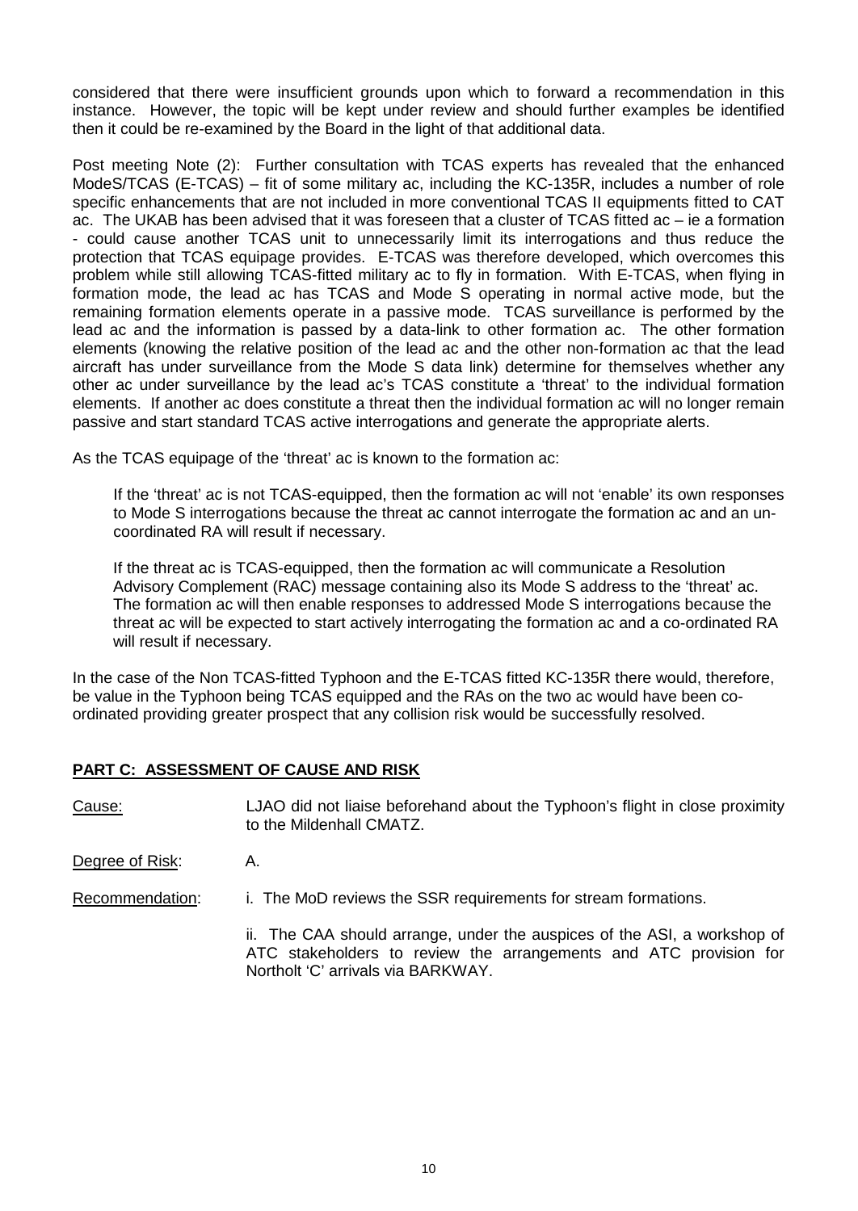considered that there were insufficient grounds upon which to forward a recommendation in this instance. However, the topic will be kept under review and should further examples be identified then it could be re-examined by the Board in the light of that additional data.

Post meeting Note (2): Further consultation with TCAS experts has revealed that the enhanced ModeS/TCAS (E-TCAS) – fit of some military ac, including the KC-135R, includes a number of role specific enhancements that are not included in more conventional TCAS II equipments fitted to CAT ac. The UKAB has been advised that it was foreseen that a cluster of TCAS fitted ac – ie a formation - could cause another TCAS unit to unnecessarily limit its interrogations and thus reduce the protection that TCAS equipage provides. E-TCAS was therefore developed, which overcomes this problem while still allowing TCAS-fitted military ac to fly in formation. With E-TCAS, when flying in formation mode, the lead ac has TCAS and Mode S operating in normal active mode, but the remaining formation elements operate in a passive mode. TCAS surveillance is performed by the lead ac and the information is passed by a data-link to other formation ac. The other formation elements (knowing the relative position of the lead ac and the other non-formation ac that the lead aircraft has under surveillance from the Mode S data link) determine for themselves whether any other ac under surveillance by the lead ac's TCAS constitute a 'threat' to the individual formation elements. If another ac does constitute a threat then the individual formation ac will no longer remain passive and start standard TCAS active interrogations and generate the appropriate alerts.

As the TCAS equipage of the 'threat' ac is known to the formation ac:

> If the 'threat' ac is not TCAS-equipped, then the formation ac will not 'enable' its own responses to Mode S interrogations because the threat ac cannot interrogate the formation ac and an un-coordinated RA will result if necessary.
>
> If the threat ac is TCAS-equipped, then the formation ac will communicate a Resolution Advisory Complement (RAC) message containing also its Mode S address to the 'threat' ac. The formation ac will then enable responses to addressed Mode S interrogations because the threat ac will be expected to start actively interrogating the formation ac and a co-ordinated RA will result if necessary.

In the case of the Non TCAS-fitted Typhoon and the E-TCAS fitted KC-135R there would, therefore, be value in the Typhoon being TCAS equipped and the RAs on the two ac would have been co-ordinated providing greater prospect that any collision risk would be successfully resolved.

## PART C: ASSESSMENT OF CAUSE AND RISK

Cause: LJAO did not liaise beforehand about the Typhoon's flight in close proximity to the Mildenhall CMATZ.

Degree of Risk: A.

Recommendation: i. The MoD reviews the SSR requirements for stream formations.

ii. The CAA should arrange, under the auspices of the ASI, a workshop of ATC stakeholders to review the arrangements and ATC provision for Northolt 'C' arrivals via BARKWAY.